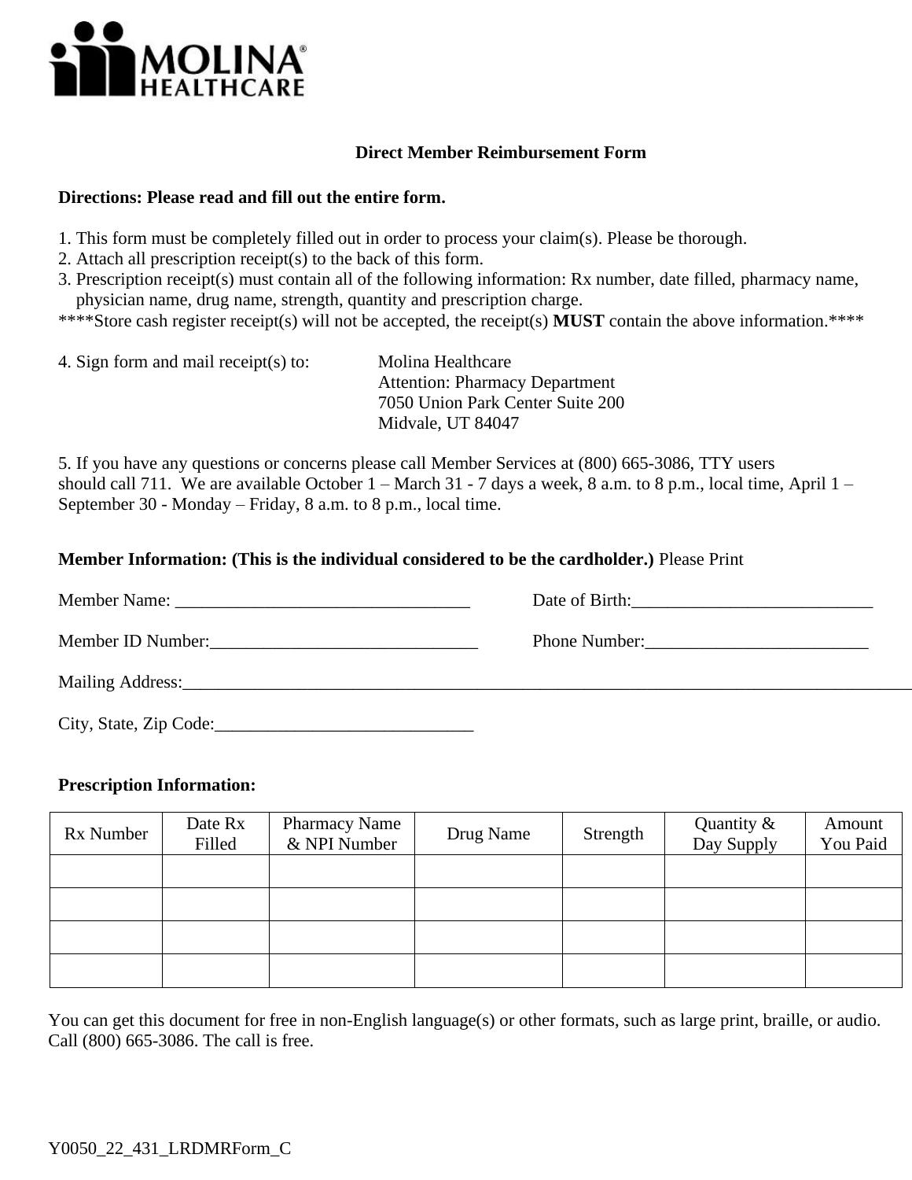MOLINA HEALTHCARE

# Direct Member Reimbursement Form

**Directions: Please read and fill out the entire form.**

1. This form must be completely filled out in order to process your claim(s). Please be thorough.
2. Attach all prescription receipt(s) to the back of this form.
3. Prescription receipt(s) must contain all of the following information: Rx number, date filled, pharmacy name, physician name, drug name, strength, quantity and prescription charge.

****Store cash register receipt(s) will not be accepted, the receipt(s) **MUST** contain the above information.****

4. Sign form and mail receipt(s) to:

   Molina Healthcare
   Attention: Pharmacy Department
   7050 Union Park Center Suite 200
   Midvale, UT 84047

5. If you have any questions or concerns please call Member Services at (800) 665-3086, TTY users should call 711. We are available October 1 – March 31 - 7 days a week, 8 a.m. to 8 p.m., local time, April 1 – September 30 - Monday – Friday, 8 a.m. to 8 p.m., local time.

**Member Information: (This is the individual considered to be the cardholder.)** Please Print

Member Name: ________________________________ Date of Birth:___________________________

Member ID Number:______________________________ Phone Number:_________________________

Mailing Address:_____________________________________________________________________

City, State, Zip Code:_____________________________

**Prescription Information:**

| Rx Number | Date Rx Filled | Pharmacy Name & NPI Number | Drug Name | Strength | Quantity & Day Supply | Amount You Paid |
|---|---|---|---|---|---|---|
| | | | | | | |
| | | | | | | |
| | | | | | | |
| | | | | | | |

You can get this document for free in non-English language(s) or other formats, such as large print, braille, or audio. Call (800) 665-3086. The call is free.

Y0050_22_431_LRDMRForm_C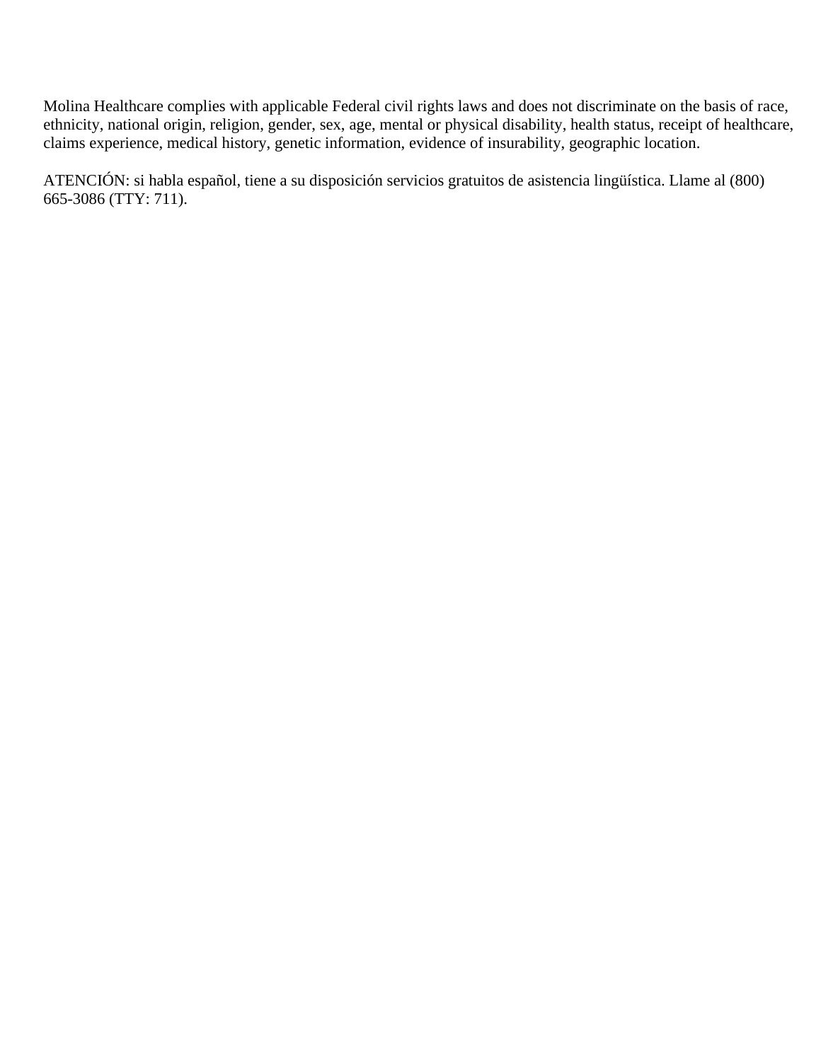Molina Healthcare complies with applicable Federal civil rights laws and does not discriminate on the basis of race, ethnicity, national origin, religion, gender, sex, age, mental or physical disability, health status, receipt of healthcare, claims experience, medical history, genetic information, evidence of insurability, geographic location.

ATENCIÓN: si habla español, tiene a su disposición servicios gratuitos de asistencia lingüística. Llame al (800) 665-3086 (TTY: 711).